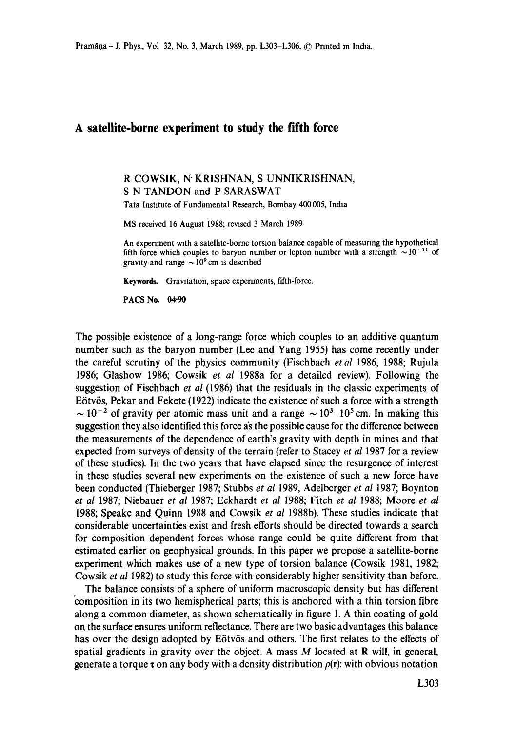# A satellite-borne experiment to study the fifth force

R COWSIK, N KRISHNAN, S UNNIKRISHNAN, S N TANDON and P SARASWAT

Tata Institute of Fundamental Research, Bombay 400 005, India

MS received 16 August 1988; revised 3 March 1989

An experiment with a satellite-borne torsion balance capable of measuring the hypothetical fifth force which couples to baryon number or lepton number with a strength $\sim 10^{-11}$ of gravity and range $\sim 10^9$ cm is described

**Keywords.** Gravitation, space experiments, fifth-force.

**PACS No.** 04·90

The possible existence of a long-range force which couples to an additive quantum number such as the baryon number (Lee and Yang 1955) has come recently under the careful scrutiny of the physics community (Fischbach *et al* 1986, 1988; Rujula 1986; Glashow 1986; Cowsik *et al* 1988a for a detailed review). Following the suggestion of Fischbach *et al* (1986) that the residuals in the classic experiments of Eötvös, Pekar and Fekete (1922) indicate the existence of such a force with a strength $\sim 10^{-2}$ of gravity per atomic mass unit and a range $\sim 10^3$–$10^5$ cm. In making this suggestion they also identified this force as the possible cause for the difference between the measurements of the dependence of earth's gravity with depth in mines and that expected from surveys of density of the terrain (refer to Stacey *et al* 1987 for a review of these studies). In the two years that have elapsed since the resurgence of interest in these studies several new experiments on the existence of such a new force have been conducted (Thieberger 1987; Stubbs *et al* 1989, Adelberger *et al* 1987; Boynton *et al* 1987; Niebauer *et al* 1987; Eckhardt *et al* 1988; Fitch *et al* 1988; Moore *et al* 1988; Speake and Quinn 1988 and Cowsik *et al* 1988b). These studies indicate that considerable uncertainties exist and fresh efforts should be directed towards a search for composition dependent forces whose range could be quite different from that estimated earlier on geophysical grounds. In this paper we propose a satellite-borne experiment which makes use of a new type of torsion balance (Cowsik 1981, 1982; Cowsik *et al* 1982) to study this force with considerably higher sensitivity than before.

The balance consists of a sphere of uniform macroscopic density but has different composition in its two hemispherical parts; this is anchored with a thin torsion fibre along a common diameter, as shown schematically in figure 1. A thin coating of gold on the surface ensures uniform reflectance. There are two basic advantages this balance has over the design adopted by Eötvös and others. The first relates to the effects of spatial gradients in gravity over the object. A mass $M$ located at $\mathbf{R}$ will, in general, generate a torque $\boldsymbol{\tau}$ on any body with a density distribution $\rho(\mathbf{r})$: with obvious notation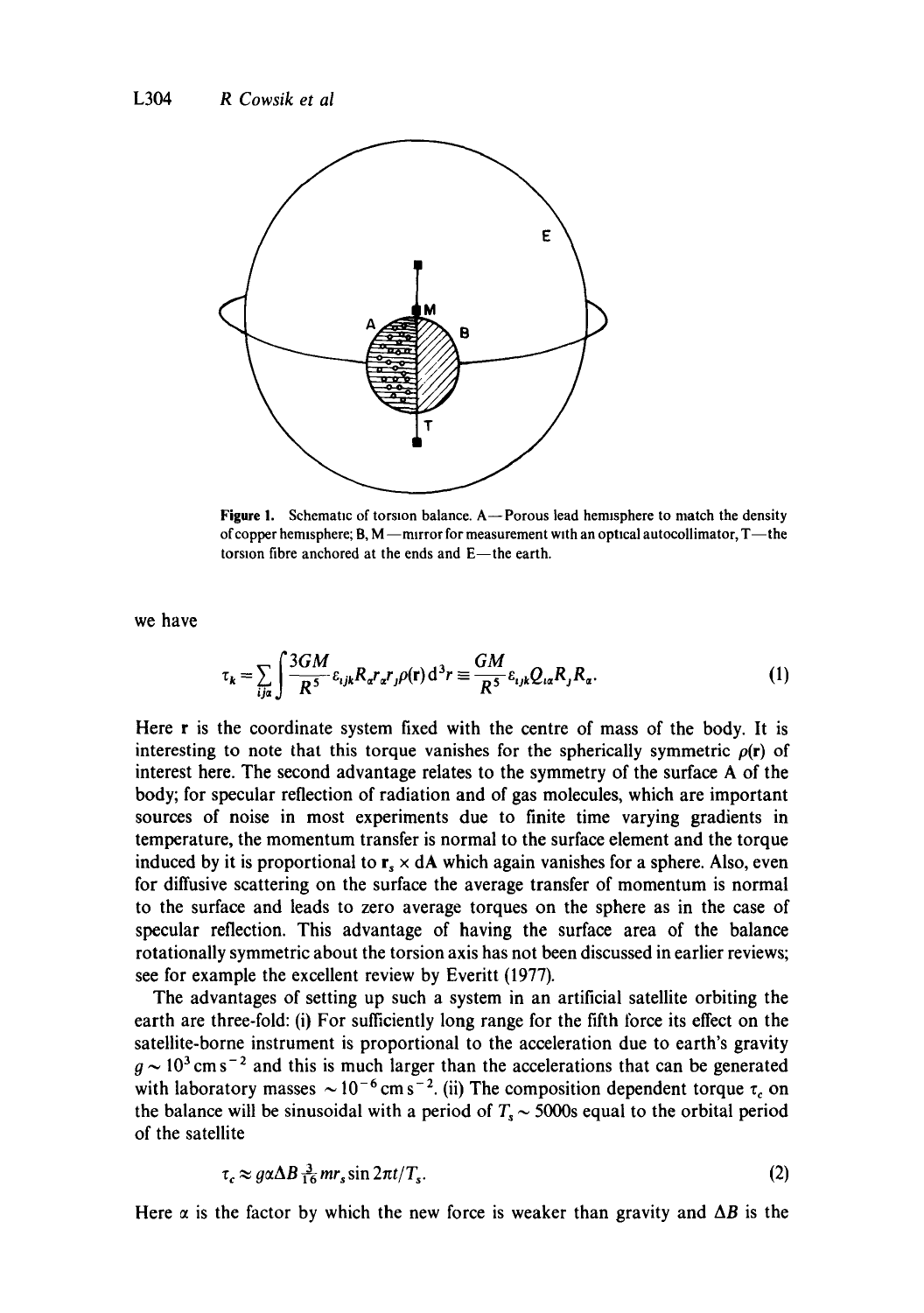Figure 1. Schematic of torsion balance. A—Porous lead hemisphere to match the density of copper hemisphere; B, M—mirror for measurement with an optical autocollimator, T—the torsion fibre anchored at the ends and E—the earth.

we have

$$\tau_k = \sum_{ij\alpha} \int \frac{3GM}{R^5} \varepsilon_{ijk} R_\alpha r_\alpha r_j \rho(\mathbf{r})\, \mathrm{d}^3 r \equiv \frac{GM}{R^5} \varepsilon_{ijk} Q_{i\alpha} R_j R_\alpha. \tag{1}$$

Here $\mathbf{r}$ is the coordinate system fixed with the centre of mass of the body. It is interesting to note that this torque vanishes for the spherically symmetric $\rho(\mathbf{r})$ of interest here. The second advantage relates to the symmetry of the surface A of the body; for specular reflection of radiation and of gas molecules, which are important sources of noise in most experiments due to finite time varying gradients in temperature, the momentum transfer is normal to the surface element and the torque induced by it is proportional to $\mathbf{r}_s \times \mathrm{d}\mathbf{A}$ which again vanishes for a sphere. Also, even for diffusive scattering on the surface the average transfer of momentum is normal to the surface and leads to zero average torques on the sphere as in the case of specular reflection. This advantage of having the surface area of the balance rotationally symmetric about the torsion axis has not been discussed in earlier reviews; see for example the excellent review by Everitt (1977).

The advantages of setting up such a system in an artificial satellite orbiting the earth are three-fold: (i) For sufficiently long range for the fifth force its effect on the satellite-borne instrument is proportional to the acceleration due to earth's gravity $g \sim 10^3\ \mathrm{cm\,s^{-2}}$ and this is much larger than the accelerations that can be generated with laboratory masses $\sim 10^{-6}\ \mathrm{cm\,s^{-2}}$. (ii) The composition dependent torque $\tau_c$ on the balance will be sinusoidal with a period of $T_s \sim 5000\mathrm{s}$ equal to the orbital period of the satellite

$$\tau_c \approx g\alpha\Delta B \tfrac{3}{16} m r_s \sin 2\pi t/T_s. \tag{2}$$

Here $\alpha$ is the factor by which the new force is weaker than gravity and $\Delta B$ is the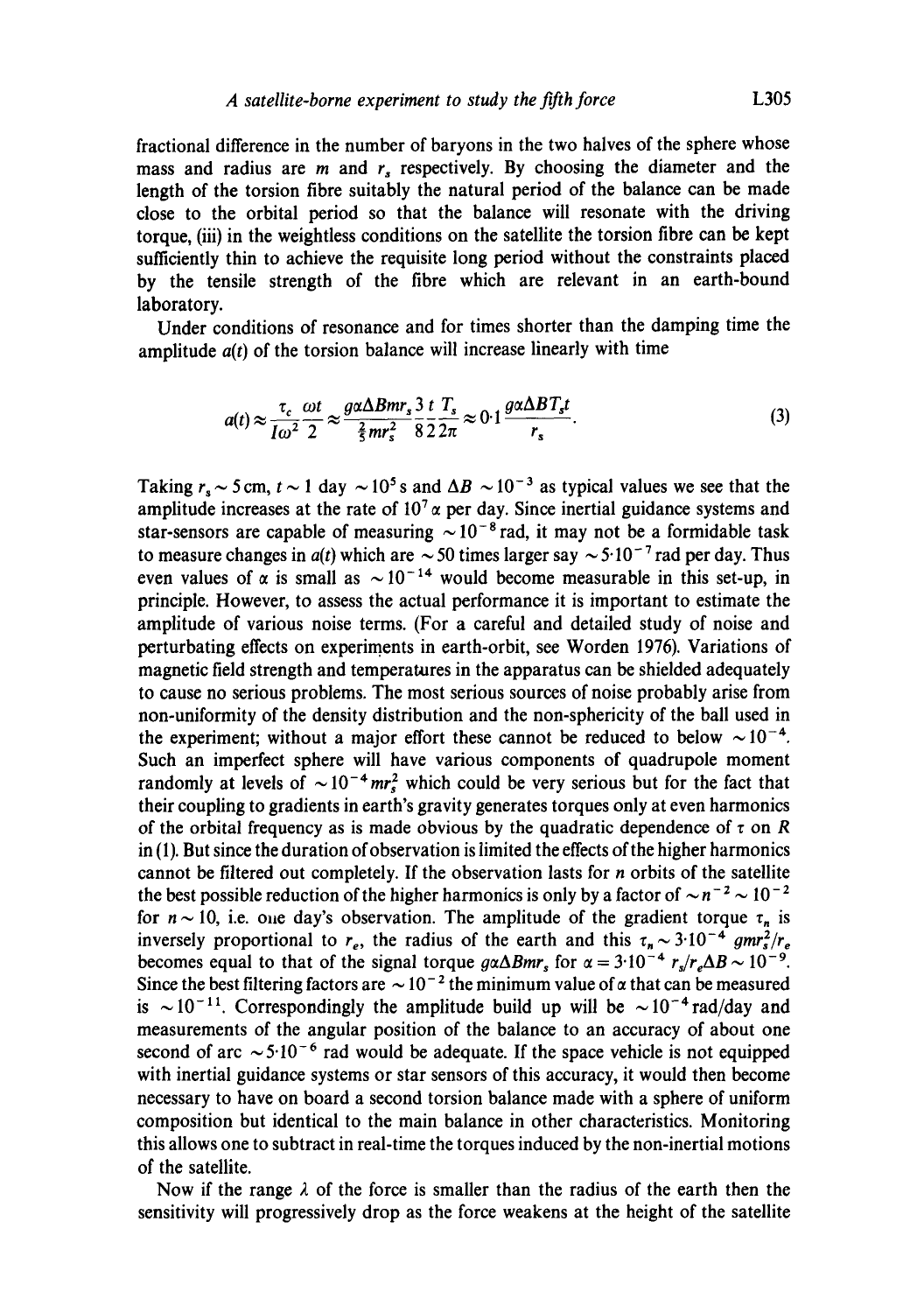fractional difference in the number of baryons in the two halves of the sphere whose mass and radius are $m$ and $r_s$ respectively. By choosing the diameter and the length of the torsion fibre suitably the natural period of the balance can be made close to the orbital period so that the balance will resonate with the driving torque, (iii) in the weightless conditions on the satellite the torsion fibre can be kept sufficiently thin to achieve the requisite long period without the constraints placed by the tensile strength of the fibre which are relevant in an earth-bound laboratory.

Under conditions of resonance and for times shorter than the damping time the amplitude $a(t)$ of the torsion balance will increase linearly with time

$$a(t) \approx \frac{\tau_c}{I\omega^2}\frac{\omega t}{2} \approx \frac{g\alpha\Delta B m r_s}{\frac{2}{5}mr_s^2}\frac{3}{8}\frac{t}{2}\frac{T_s}{2\pi} \approx 0{\cdot}1\frac{g\alpha\Delta B T_s t}{r_s}. \tag{3}$$

Taking $r_s \sim 5$ cm, $t \sim 1$ day $\sim 10^5$ s and $\Delta B \sim 10^{-3}$ as typical values we see that the amplitude increases at the rate of $10^7\alpha$ per day. Since inertial guidance systems and star-sensors are capable of measuring $\sim 10^{-8}$ rad, it may not be a formidable task to measure changes in $a(t)$ which are $\sim 50$ times larger say $\sim 5{\cdot}10^{-7}$ rad per day. Thus even values of $\alpha$ is small as $\sim 10^{-14}$ would become measurable in this set-up, in principle. However, to assess the actual performance it is important to estimate the amplitude of various noise terms. (For a careful and detailed study of noise and perturbating effects on experiments in earth-orbit, see Worden 1976). Variations of magnetic field strength and temperatures in the apparatus can be shielded adequately to cause no serious problems. The most serious sources of noise probably arise from non-uniformity of the density distribution and the non-sphericity of the ball used in the experiment; without a major effort these cannot be reduced to below $\sim 10^{-4}$. Such an imperfect sphere will have various components of quadrupole moment randomly at levels of $\sim 10^{-4} mr_s^2$ which could be very serious but for the fact that their coupling to gradients in earth's gravity generates torques only at even harmonics of the orbital frequency as is made obvious by the quadratic dependence of $\tau$ on $R$ in (1). But since the duration of observation is limited the effects of the higher harmonics cannot be filtered out completely. If the observation lasts for $n$ orbits of the satellite the best possible reduction of the higher harmonics is only by a factor of $\sim n^{-2} \sim 10^{-2}$ for $n \sim 10$, i.e. one day's observation. The amplitude of the gradient torque $\tau_n$ is inversely proportional to $r_e$, the radius of the earth and this $\tau_n \sim 3{\cdot}10^{-4}\, gmr_s^2/r_e$ becomes equal to that of the signal torque $g\alpha\Delta B m r_s$ for $\alpha = 3{\cdot}10^{-4}\, r_s/r_e\Delta B \sim 10^{-9}$. Since the best filtering factors are $\sim 10^{-2}$ the minimum value of $\alpha$ that can be measured is $\sim 10^{-11}$. Correspondingly the amplitude build up will be $\sim 10^{-4}$ rad/day and measurements of the angular position of the balance to an accuracy of about one second of arc $\sim 5{\cdot}10^{-6}$ rad would be adequate. If the space vehicle is not equipped with inertial guidance systems or star sensors of this accuracy, it would then become necessary to have on board a second torsion balance made with a sphere of uniform composition but identical to the main balance in other characteristics. Monitoring this allows one to subtract in real-time the torques induced by the non-inertial motions of the satellite.

Now if the range $\lambda$ of the force is smaller than the radius of the earth then the sensitivity will progressively drop as the force weakens at the height of the satellite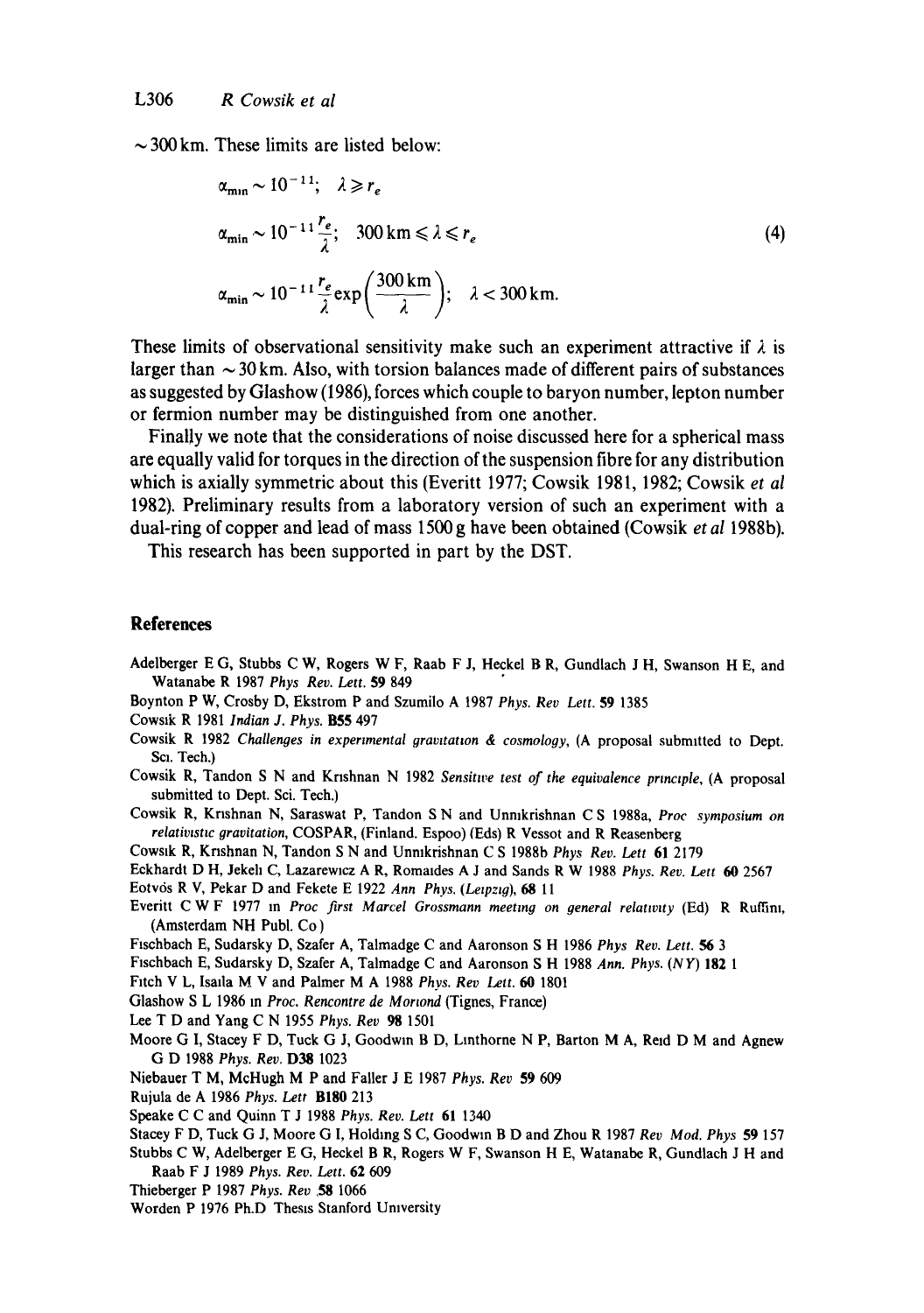$\sim 300$ km. These limits are listed below:

$$\begin{aligned}
&\alpha_{\min} \sim 10^{-11}; \quad \lambda \geqslant r_e \\
&\alpha_{\min} \sim 10^{-11}\frac{r_e}{\lambda}; \quad 300\,\mathrm{km} \leqslant \lambda \leqslant r_e \\
&\alpha_{\min} \sim 10^{-11}\frac{r_e}{\lambda}\exp\left(\frac{300\,\mathrm{km}}{\lambda}\right); \quad \lambda < 300\,\mathrm{km}.
\end{aligned} \tag{4}$$

These limits of observational sensitivity make such an experiment attractive if $\lambda$ is larger than $\sim 30$ km. Also, with torsion balances made of different pairs of substances as suggested by Glashow (1986), forces which couple to baryon number, lepton number or fermion number may be distinguished from one another.

Finally we note that the considerations of noise discussed here for a spherical mass are equally valid for torques in the direction of the suspension fibre for any distribution which is axially symmetric about this (Everitt 1977; Cowsik 1981, 1982; Cowsik *et al* 1982). Preliminary results from a laboratory version of such an experiment with a dual-ring of copper and lead of mass 1500 g have been obtained (Cowsik *et al* 1988b).

This research has been supported in part by the DST.

## References

Adelberger E G, Stubbs C W, Rogers W F, Raab F J, Heckel B R, Gundlach J H, Swanson H E, and Watanabe R 1987 *Phys Rev. Lett.* **59** 849

Boynton P W, Crosby D, Ekstrom P and Szumilo A 1987 *Phys. Rev Lett.* **59** 1385

Cowsik R 1981 *Indian J. Phys.* **B55** 497

Cowsik R 1982 *Challenges in experimental gravitation & cosmology*, (A proposal submitted to Dept. Sci. Tech.)

Cowsik R, Tandon S N and Krishnan N 1982 *Sensitive test of the equivalence principle*, (A proposal submitted to Dept. Sci. Tech.)

Cowsik R, Krishnan N, Saraswat P, Tandon S N and Unnikrishnan C S 1988a, *Proc symposium on relativistic gravitation*, COSPAR, (Finland. Espoo) (Eds) R Vessot and R Reasenberg

Cowsik R, Krishnan N, Tandon S N and Unnikrishnan C S 1988b *Phys Rev Lett* **61** 2179

Eckhardt D H, Jekeli C, Lazarewicz A R, Romaides A J and Sands R W 1988 *Phys. Rev. Lett* **60** 2567

Eotvös R V, Pekar D and Fekete E 1922 *Ann Phys. (Leipzig)*, **68** 11

Everitt C W F 1977 in *Proc first Marcel Grossmann meeting on general relativity* (Ed) R Ruffini, (Amsterdam NH Publ. Co)

Fischbach E, Sudarsky D, Szafer A, Talmadge C and Aaronson S H 1986 *Phys Rev. Lett.* **56** 3

Fischbach E, Sudarsky D, Szafer A, Talmadge C and Aaronson S H 1988 *Ann. Phys. (NY)* **182** 1

Fitch V L, Isaila M V and Palmer M A 1988 *Phys. Rev Lett.* **60** 1801

Glashow S L 1986 in *Proc. Rencontre de Moriond* (Tignes, France)

Lee T D and Yang C N 1955 *Phys. Rev* **98** 1501

Moore G I, Stacey F D, Tuck G J, Goodwin B D, Linthorne N P, Barton M A, Reid D M and Agnew G D 1988 *Phys. Rev.* **D38** 1023

Niebauer T M, McHugh M P and Faller J E 1987 *Phys. Rev* **59** 609

Rujula de A 1986 *Phys. Lett* **B180** 213

Speake C C and Quinn T J 1988 *Phys. Rev. Lett* **61** 1340

Stacey F D, Tuck G J, Moore G I, Holding S C, Goodwin B D and Zhou R 1987 *Rev Mod. Phys* **59** 157

Stubbs C W, Adelberger E G, Heckel B R, Rogers W F, Swanson H E, Watanabe R, Gundlach J H and Raab F J 1989 *Phys. Rev. Lett.* **62** 609

Thieberger P 1987 *Phys. Rev* **58** 1066

Worden P 1976 Ph.D Thesis Stanford University